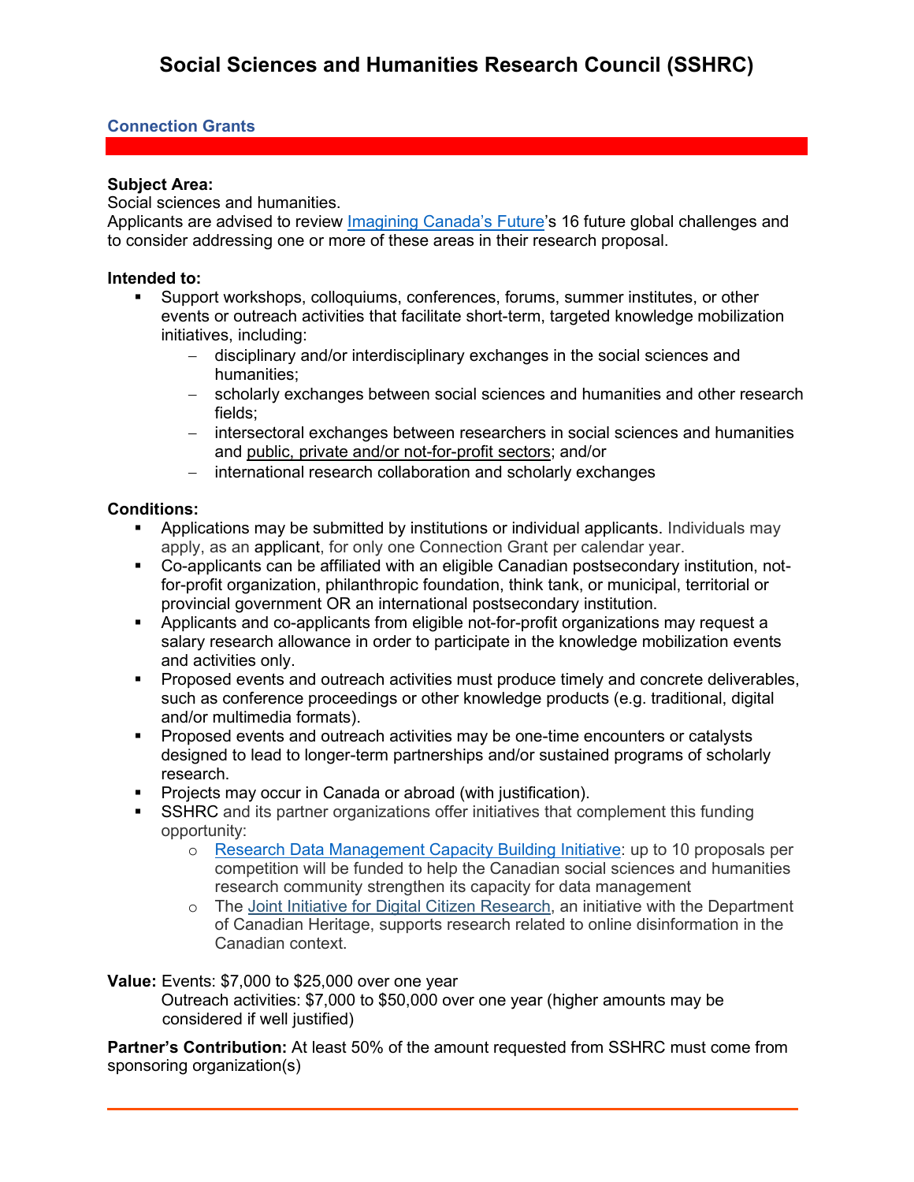# Social Sciences and Humanities Research Council (SSHRC)

## Connection Grants

**Subject Area:**
Social sciences and humanities.
Applicants are advised to review Imagining Canada's Future's 16 future global challenges and to consider addressing one or more of these areas in their research proposal.

**Intended to:**

- Support workshops, colloquiums, conferences, forums, summer institutes, or other events or outreach activities that facilitate short-term, targeted knowledge mobilization initiatives, including:
  - disciplinary and/or interdisciplinary exchanges in the social sciences and humanities;
  - scholarly exchanges between social sciences and humanities and other research fields;
  - intersectoral exchanges between researchers in social sciences and humanities and public, private and/or not-for-profit sectors; and/or
  - international research collaboration and scholarly exchanges

**Conditions:**

- Applications may be submitted by institutions or individual applicants. Individuals may apply, as an applicant, for only one Connection Grant per calendar year.
- Co-applicants can be affiliated with an eligible Canadian postsecondary institution, not-for-profit organization, philanthropic foundation, think tank, or municipal, territorial or provincial government OR an international postsecondary institution.
- Applicants and co-applicants from eligible not-for-profit organizations may request a salary research allowance in order to participate in the knowledge mobilization events and activities only.
- Proposed events and outreach activities must produce timely and concrete deliverables, such as conference proceedings or other knowledge products (e.g. traditional, digital and/or multimedia formats).
- Proposed events and outreach activities may be one-time encounters or catalysts designed to lead to longer-term partnerships and/or sustained programs of scholarly research.
- Projects may occur in Canada or abroad (with justification).
- SSHRC and its partner organizations offer initiatives that complement this funding opportunity:
  - Research Data Management Capacity Building Initiative: up to 10 proposals per competition will be funded to help the Canadian social sciences and humanities research community strengthen its capacity for data management
  - The Joint Initiative for Digital Citizen Research, an initiative with the Department of Canadian Heritage, supports research related to online disinformation in the Canadian context.

**Value:** Events: $7,000 to $25,000 over one year
Outreach activities: $7,000 to $50,000 over one year (higher amounts may be considered if well justified)

**Partner's Contribution:** At least 50% of the amount requested from SSHRC must come from sponsoring organization(s)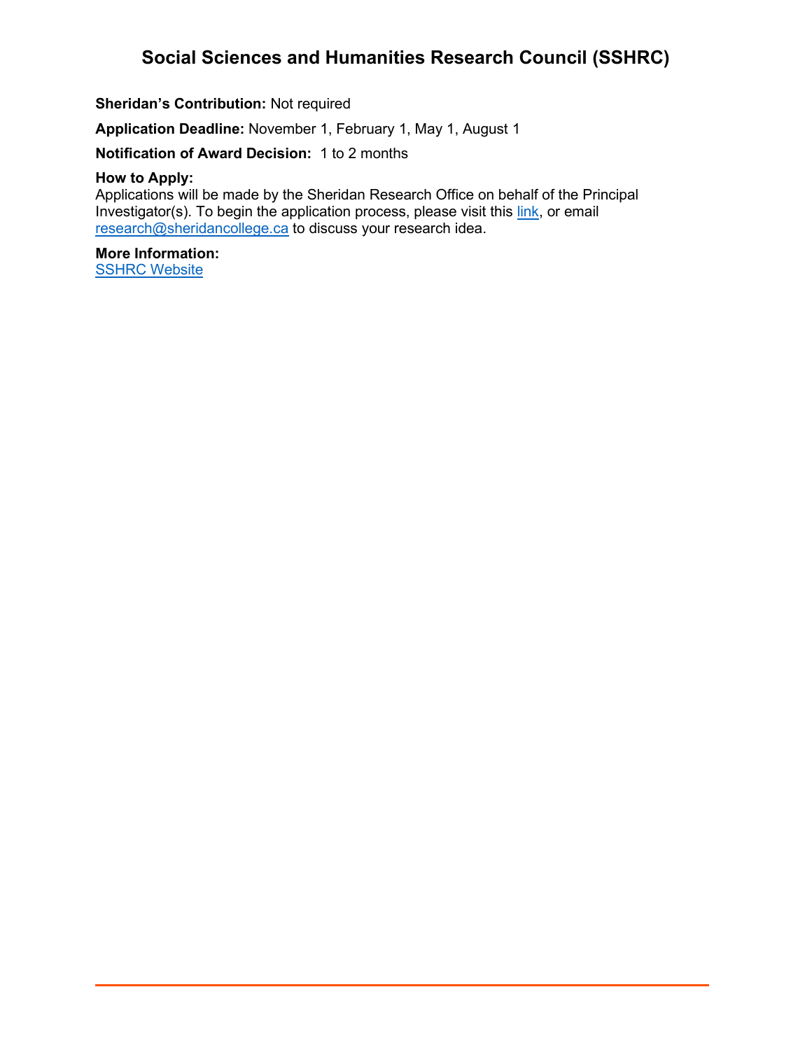# Social Sciences and Humanities Research Council (SSHRC)

**Sheridan's Contribution:** Not required

**Application Deadline:** November 1, February 1, May 1, August 1

**Notification of Award Decision:** 1 to 2 months

**How to Apply:**
Applications will be made by the Sheridan Research Office on behalf of the Principal Investigator(s). To begin the application process, please visit this link, or email research@sheridancollege.ca to discuss your research idea.

**More Information:**
SSHRC Website